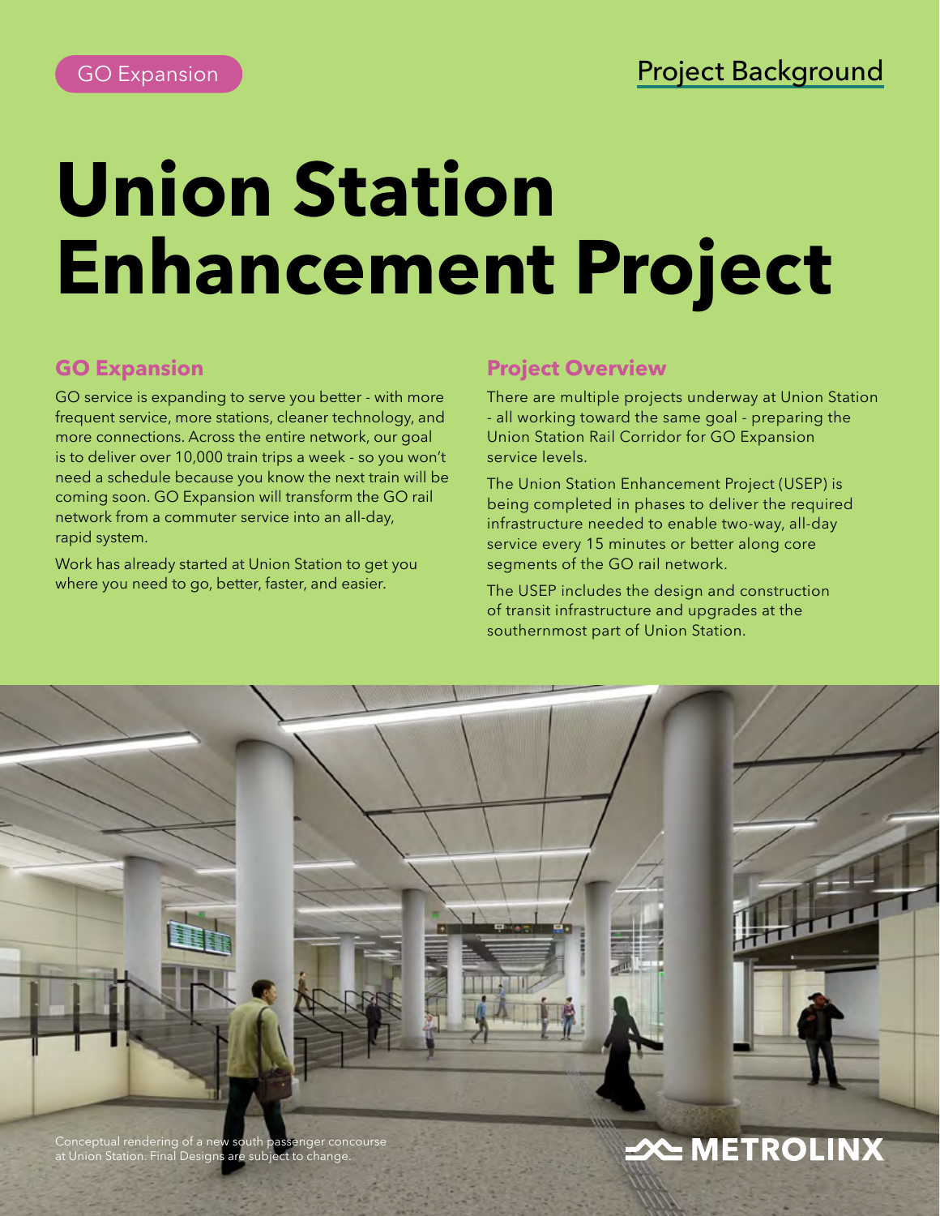GO Expansion

Project Background

# Union Station Enhancement Project

## GO Expansion

GO service is expanding to serve you better - with more frequent service, more stations, cleaner technology, and more connections. Across the entire network, our goal is to deliver over 10,000 train trips a week - so you won't need a schedule because you know the next train will be coming soon. GO Expansion will transform the GO rail network from a commuter service into an all-day, rapid system.

Work has already started at Union Station to get you where you need to go, better, faster, and easier.

## Project Overview

There are multiple projects underway at Union Station - all working toward the same goal - preparing the Union Station Rail Corridor for GO Expansion service levels.

The Union Station Enhancement Project (USEP) is being completed in phases to deliver the required infrastructure needed to enable two-way, all-day service every 15 minutes or better along core segments of the GO rail network.

The USEP includes the design and construction of transit infrastructure and upgrades at the southernmost part of Union Station.

Conceptual rendering of a new south passenger concourse at Union Station. Final Designs are subject to change.

METROLINX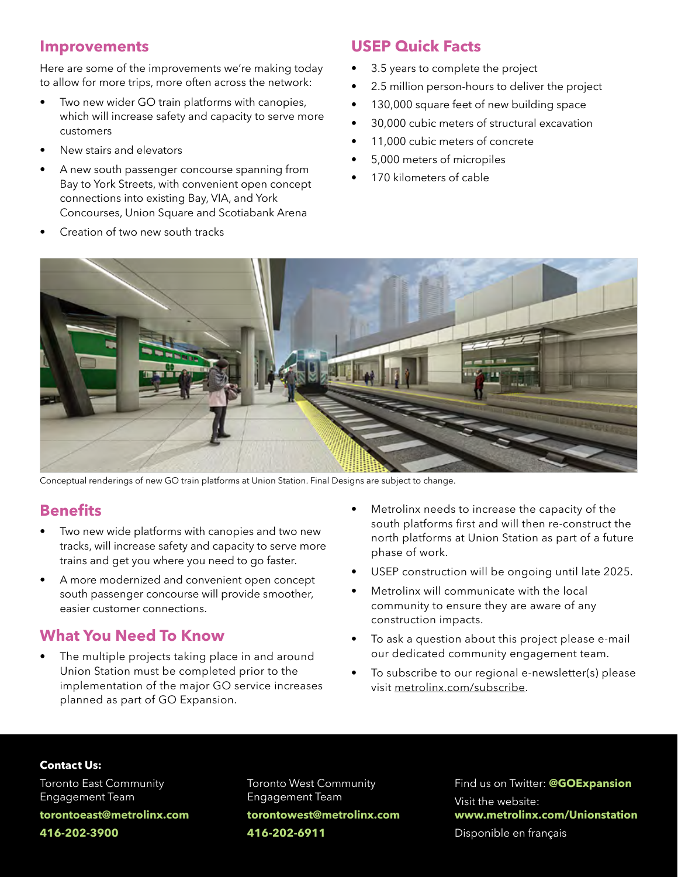## Improvements

Here are some of the improvements we're making today to allow for more trips, more often across the network:

- Two new wider GO train platforms with canopies, which will increase safety and capacity to serve more customers
- New stairs and elevators
- A new south passenger concourse spanning from Bay to York Streets, with convenient open concept connections into existing Bay, VIA, and York Concourses, Union Square and Scotiabank Arena
- Creation of two new south tracks

## USEP Quick Facts

- 3.5 years to complete the project
- 2.5 million person-hours to deliver the project
- 130,000 square feet of new building space
- 30,000 cubic meters of structural excavation
- 11,000 cubic meters of concrete
- 5,000 meters of micropiles
- 170 kilometers of cable

Conceptual renderings of new GO train platforms at Union Station. Final Designs are subject to change.

## Benefits

- Two new wide platforms with canopies and two new tracks, will increase safety and capacity to serve more trains and get you where you need to go faster.
- A more modernized and convenient open concept south passenger concourse will provide smoother, easier customer connections.

## What You Need To Know

- The multiple projects taking place in and around Union Station must be completed prior to the implementation of the major GO service increases planned as part of GO Expansion.
- Metrolinx needs to increase the capacity of the south platforms first and will then re-construct the north platforms at Union Station as part of a future phase of work.
- USEP construction will be ongoing until late 2025.
- Metrolinx will communicate with the local community to ensure they are aware of any construction impacts.
- To ask a question about this project please e-mail our dedicated community engagement team.
- To subscribe to our regional e-newsletter(s) please visit metrolinx.com/subscribe.

**Contact Us:**

Toronto East Community Engagement Team
**torontoeast@metrolinx.com**
**416-202-3900**

Toronto West Community Engagement Team
**torontowest@metrolinx.com**
**416-202-6911**

Find us on Twitter: **@GOExpansion**
Visit the website: **www.metrolinx.com/Unionstation**
Disponible en français